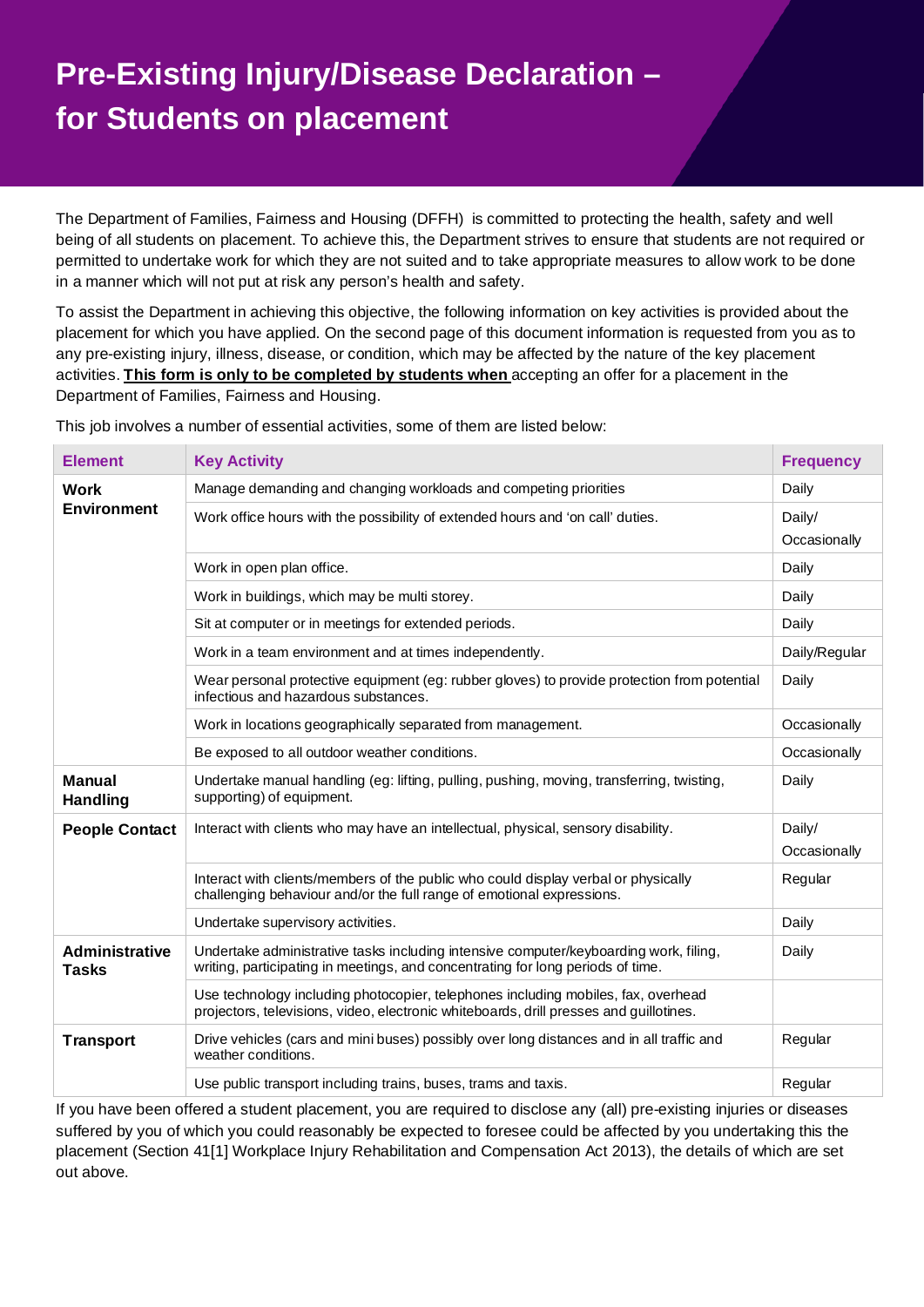# Pre-Existing Injury/Disease Declaration – for Students on placement

The Department of Families, Fairness and Housing (DFFH) is committed to protecting the health, safety and well being of all students on placement. To achieve this, the Department strives to ensure that students are not required or permitted to undertake work for which they are not suited and to take appropriate measures to allow work to be done in a manner which will not put at risk any person's health and safety.

To assist the Department in achieving this objective, the following information on key activities is provided about the placement for which you have applied. On the second page of this document information is requested from you as to any pre-existing injury, illness, disease, or condition, which may be affected by the nature of the key placement activities. **This form is only to be completed by students when** accepting an offer for a placement in the Department of Families, Fairness and Housing.

This job involves a number of essential activities, some of them are listed below:

| Element | Key Activity | Frequency |
|---|---|---|
| **Work Environment** | Manage demanding and changing workloads and competing priorities | Daily |
| | Work office hours with the possibility of extended hours and 'on call' duties. | Daily/ Occasionally |
| | Work in open plan office. | Daily |
| | Work in buildings, which may be multi storey. | Daily |
| | Sit at computer or in meetings for extended periods. | Daily |
| | Work in a team environment and at times independently. | Daily/Regular |
| | Wear personal protective equipment (eg: rubber gloves) to provide protection from potential infectious and hazardous substances. | Daily |
| | Work in locations geographically separated from management. | Occasionally |
| | Be exposed to all outdoor weather conditions. | Occasionally |
| **Manual Handling** | Undertake manual handling (eg: lifting, pulling, pushing, moving, transferring, twisting, supporting) of equipment. | Daily |
| **People Contact** | Interact with clients who may have an intellectual, physical, sensory disability. | Daily/ Occasionally |
| | Interact with clients/members of the public who could display verbal or physically challenging behaviour and/or the full range of emotional expressions. | Regular |
| | Undertake supervisory activities. | Daily |
| **Administrative Tasks** | Undertake administrative tasks including intensive computer/keyboarding work, filing, writing, participating in meetings, and concentrating for long periods of time. | Daily |
| | Use technology including photocopier, telephones including mobiles, fax, overhead projectors, televisions, video, electronic whiteboards, drill presses and guillotines. | |
| **Transport** | Drive vehicles (cars and mini buses) possibly over long distances and in all traffic and weather conditions. | Regular |
| | Use public transport including trains, buses, trams and taxis. | Regular |

If you have been offered a student placement, you are required to disclose any (all) pre-existing injuries or diseases suffered by you of which you could reasonably be expected to foresee could be affected by you undertaking this the placement (Section 41[1] Workplace Injury Rehabilitation and Compensation Act 2013), the details of which are set out above.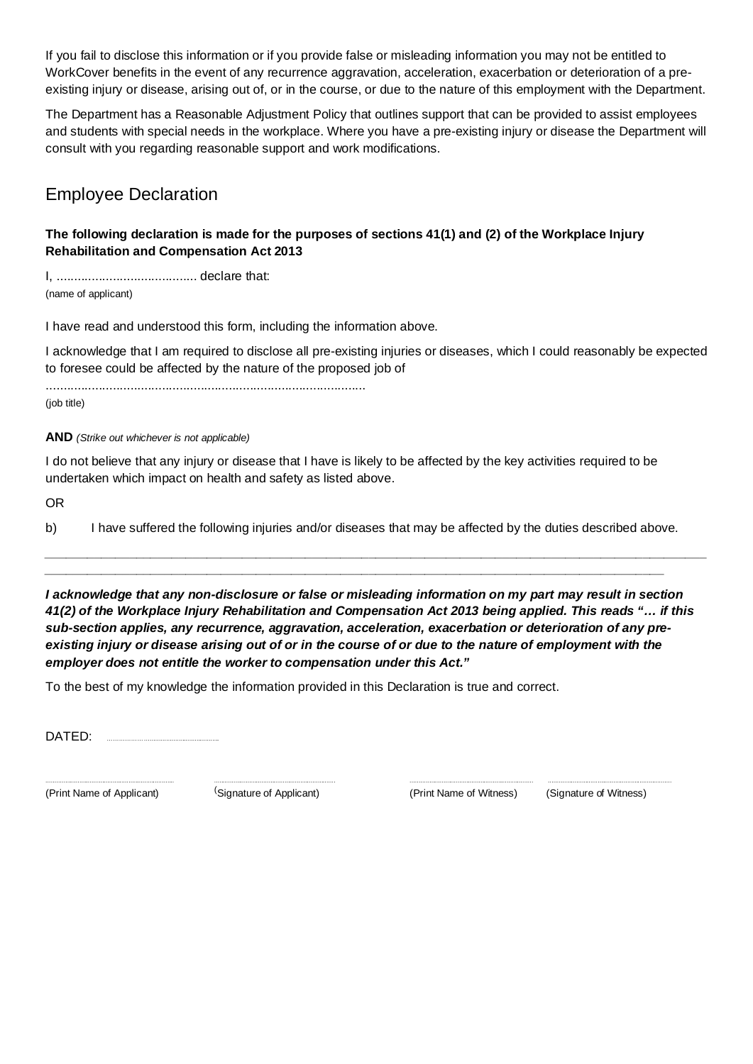If you fail to disclose this information or if you provide false or misleading information you may not be entitled to WorkCover benefits in the event of any recurrence aggravation, acceleration, exacerbation or deterioration of a pre-existing injury or disease, arising out of, or in the course, or due to the nature of this employment with the Department.

The Department has a Reasonable Adjustment Policy that outlines support that can be provided to assist employees and students with special needs in the workplace. Where you have a pre-existing injury or disease the Department will consult with you regarding reasonable support and work modifications.

## Employee Declaration

**The following declaration is made for the purposes of sections 41(1) and (2) of the Workplace Injury Rehabilitation and Compensation Act 2013**

I, ........................................ declare that:
(name of applicant)

I have read and understood this form, including the information above.

I acknowledge that I am required to disclose all pre-existing injuries or diseases, which I could reasonably be expected to foresee could be affected by the nature of the proposed job of

..........................................................................................
(job title)

**AND** *(Strike out whichever is not applicable)*

I do not believe that any injury or disease that I have is likely to be affected by the key activities required to be undertaken which impact on health and safety as listed above.

OR

b) I have suffered the following injuries and/or diseases that may be affected by the duties described above.

\_\_\_\_\_\_\_\_\_\_\_\_\_\_\_\_\_\_\_\_\_\_\_\_\_\_\_\_\_\_\_\_\_\_\_\_\_\_\_\_\_\_\_\_\_\_\_\_\_\_\_\_\_\_\_\_\_\_\_\_\_\_\_\_\_\_\_\_\_\_\_\_\_\_\_\_\_\_\_\_\_\_\_\_\_\_\_\_

\_\_\_\_\_\_\_\_\_\_\_\_\_\_\_\_\_\_\_\_\_\_\_\_\_\_\_\_\_\_\_\_\_\_\_\_\_\_\_\_\_\_\_\_\_\_\_\_\_\_\_\_\_\_\_\_\_\_\_\_\_\_\_\_\_\_\_\_\_\_\_\_\_\_\_\_\_\_\_\_\_\_\_\_

***I acknowledge that any non-disclosure or false or misleading information on my part may result in section 41(2) of the Workplace Injury Rehabilitation and Compensation Act 2013 being applied. This reads "… if this sub-section applies, any recurrence, aggravation, acceleration, exacerbation or deterioration of any pre-existing injury or disease arising out of or in the course of or due to the nature of employment with the employer does not entitle the worker to compensation under this Act."***

To the best of my knowledge the information provided in this Declaration is true and correct.

DATED: ..............................................

| | | | |
|---|---|---|---|
| .............................................. | .............................................. | .............................................. | .............................................. |
| (Print Name of Applicant) | (Signature of Applicant) | (Print Name of Witness) | (Signature of Witness) |